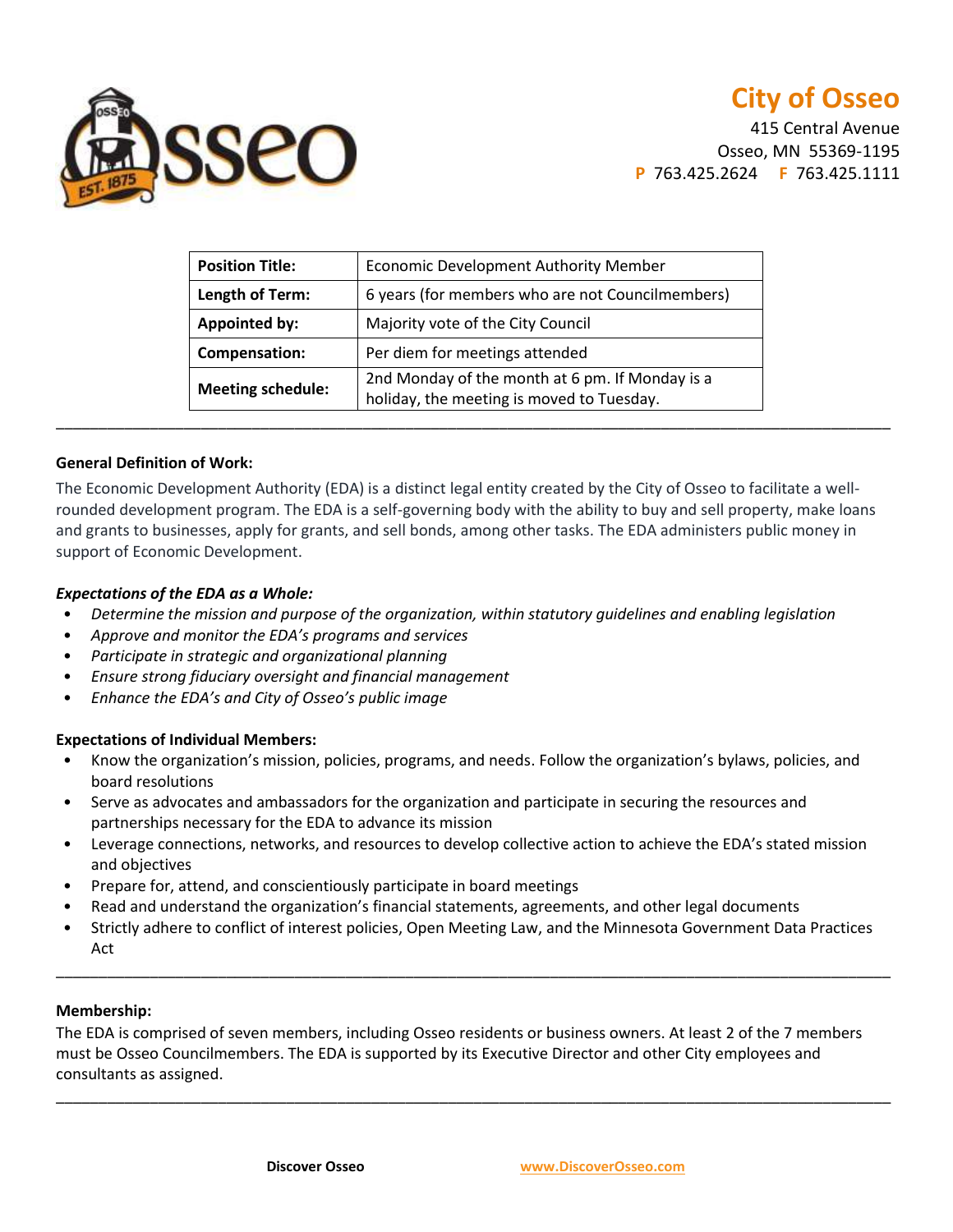# City of Osseo

415 Central Avenue
Osseo, MN 55369-1195
**P** 763.425.2624 **F** 763.425.1111

| **Position Title:** | Economic Development Authority Member |
|---|---|
| **Length of Term:** | 6 years (for members who are not Councilmembers) |
| **Appointed by:** | Majority vote of the City Council |
| **Compensation:** | Per diem for meetings attended |
| **Meeting schedule:** | 2nd Monday of the month at 6 pm. If Monday is a holiday, the meeting is moved to Tuesday. |

---

**General Definition of Work:**

The Economic Development Authority (EDA) is a distinct legal entity created by the City of Osseo to facilitate a well-rounded development program. The EDA is a self-governing body with the ability to buy and sell property, make loans and grants to businesses, apply for grants, and sell bonds, among other tasks. The EDA administers public money in support of Economic Development.

***Expectations of the EDA as a Whole:***

- *Determine the mission and purpose of the organization, within statutory guidelines and enabling legislation*
- *Approve and monitor the EDA's programs and services*
- *Participate in strategic and organizational planning*
- *Ensure strong fiduciary oversight and financial management*
- *Enhance the EDA's and City of Osseo's public image*

**Expectations of Individual Members:**

- Know the organization's mission, policies, programs, and needs. Follow the organization's bylaws, policies, and board resolutions
- Serve as advocates and ambassadors for the organization and participate in securing the resources and partnerships necessary for the EDA to advance its mission
- Leverage connections, networks, and resources to develop collective action to achieve the EDA's stated mission and objectives
- Prepare for, attend, and conscientiously participate in board meetings
- Read and understand the organization's financial statements, agreements, and other legal documents
- Strictly adhere to conflict of interest policies, Open Meeting Law, and the Minnesota Government Data Practices Act

---

**Membership:**

The EDA is comprised of seven members, including Osseo residents or business owners. At least 2 of the 7 members must be Osseo Councilmembers. The EDA is supported by its Executive Director and other City employees and consultants as assigned.

---

**Discover Osseo** www.DiscoverOsseo.com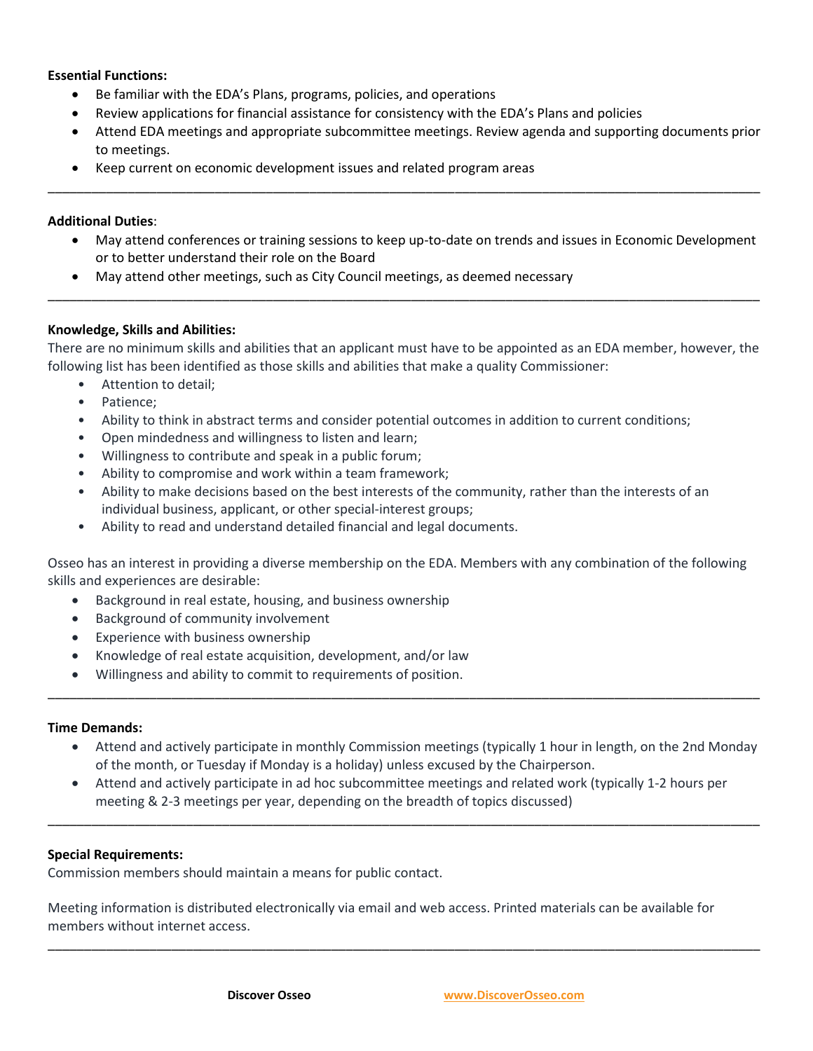**Essential Functions:**

- Be familiar with the EDA's Plans, programs, policies, and operations
- Review applications for financial assistance for consistency with the EDA's Plans and policies
- Attend EDA meetings and appropriate subcommittee meetings. Review agenda and supporting documents prior to meetings.
- Keep current on economic development issues and related program areas

---

**Additional Duties**:

- May attend conferences or training sessions to keep up-to-date on trends and issues in Economic Development or to better understand their role on the Board
- May attend other meetings, such as City Council meetings, as deemed necessary

---

**Knowledge, Skills and Abilities:**

There are no minimum skills and abilities that an applicant must have to be appointed as an EDA member, however, the following list has been identified as those skills and abilities that make a quality Commissioner:

- Attention to detail;
- Patience;
- Ability to think in abstract terms and consider potential outcomes in addition to current conditions;
- Open mindedness and willingness to listen and learn;
- Willingness to contribute and speak in a public forum;
- Ability to compromise and work within a team framework;
- Ability to make decisions based on the best interests of the community, rather than the interests of an individual business, applicant, or other special-interest groups;
- Ability to read and understand detailed financial and legal documents.

Osseo has an interest in providing a diverse membership on the EDA. Members with any combination of the following skills and experiences are desirable:

- Background in real estate, housing, and business ownership
- Background of community involvement
- Experience with business ownership
- Knowledge of real estate acquisition, development, and/or law
- Willingness and ability to commit to requirements of position.

---

**Time Demands:**

- Attend and actively participate in monthly Commission meetings (typically 1 hour in length, on the 2nd Monday of the month, or Tuesday if Monday is a holiday) unless excused by the Chairperson.
- Attend and actively participate in ad hoc subcommittee meetings and related work (typically 1-2 hours per meeting & 2-3 meetings per year, depending on the breadth of topics discussed)

---

**Special Requirements:**

Commission members should maintain a means for public contact.

Meeting information is distributed electronically via email and web access. Printed materials can be available for members without internet access.

---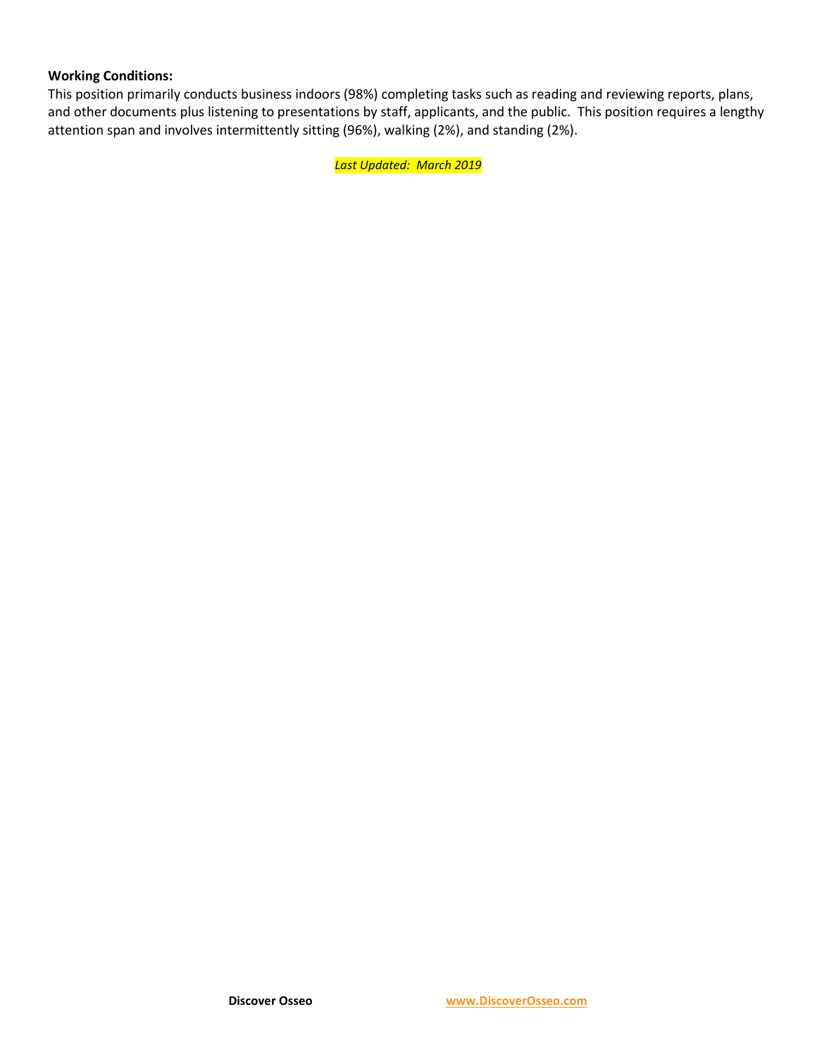**Working Conditions:**

This position primarily conducts business indoors (98%) completing tasks such as reading and reviewing reports, plans, and other documents plus listening to presentations by staff, applicants, and the public. This position requires a lengthy attention span and involves intermittently sitting (96%), walking (2%), and standing (2%).

*Last Updated: March 2019*